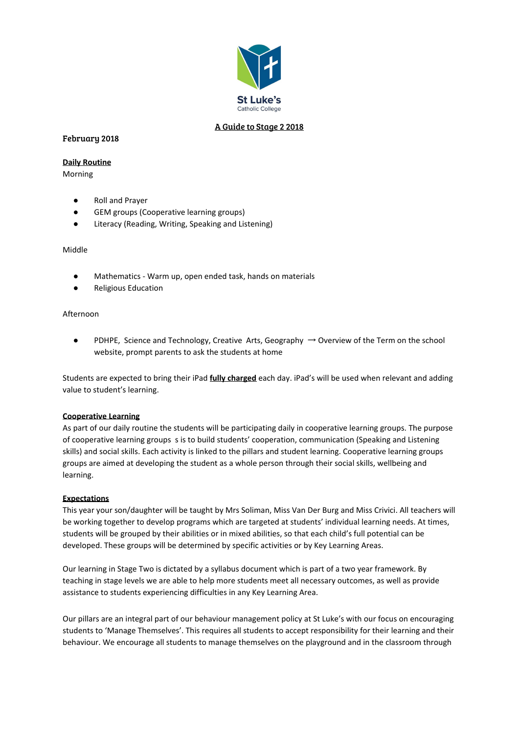St Luke's
Catholic College

# A Guide to Stage 2 2018

February 2018

## Daily Routine

Morning

- Roll and Prayer
- GEM groups (Cooperative learning groups)
- Literacy (Reading, Writing, Speaking and Listening)

Middle

- Mathematics - Warm up, open ended task, hands on materials
- Religious Education

Afternoon

- PDHPE, Science and Technology, Creative Arts, Geography → Overview of the Term on the school website, prompt parents to ask the students at home

Students are expected to bring their iPad **fully charged** each day. iPad's will be used when relevant and adding value to student's learning.

## Cooperative Learning

As part of our daily routine the students will be participating daily in cooperative learning groups. The purpose of cooperative learning groups s is to build students' cooperation, communication (Speaking and Listening skills) and social skills. Each activity is linked to the pillars and student learning. Cooperative learning groups groups are aimed at developing the student as a whole person through their social skills, wellbeing and learning.

## Expectations

This year your son/daughter will be taught by Mrs Soliman, Miss Van Der Burg and Miss Crivici. All teachers will be working together to develop programs which are targeted at students' individual learning needs. At times, students will be grouped by their abilities or in mixed abilities, so that each child's full potential can be developed. These groups will be determined by specific activities or by Key Learning Areas.

Our learning in Stage Two is dictated by a syllabus document which is part of a two year framework. By teaching in stage levels we are able to help more students meet all necessary outcomes, as well as provide assistance to students experiencing difficulties in any Key Learning Area.

Our pillars are an integral part of our behaviour management policy at St Luke's with our focus on encouraging students to 'Manage Themselves'. This requires all students to accept responsibility for their learning and their behaviour. We encourage all students to manage themselves on the playground and in the classroom through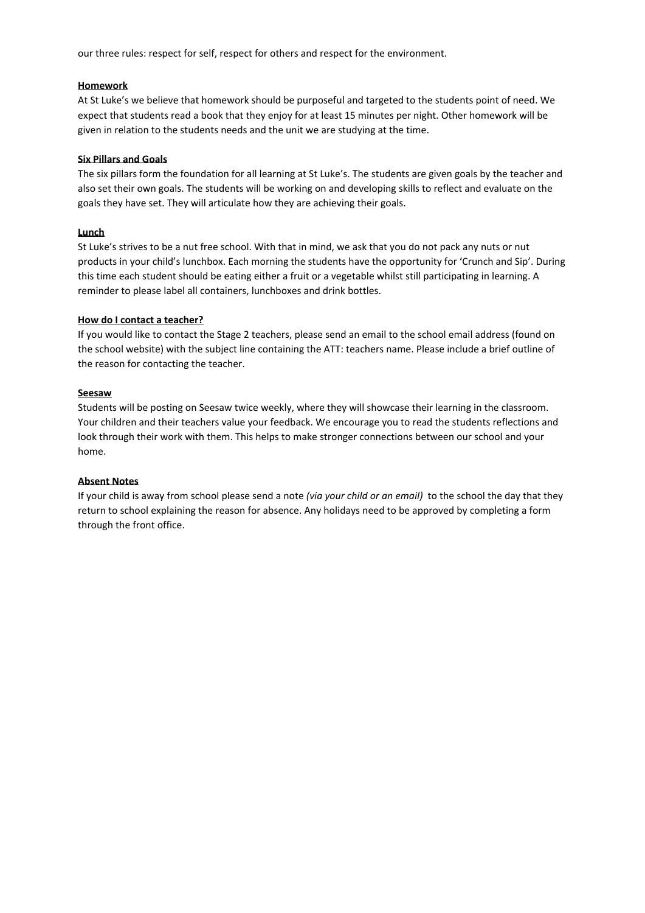our three rules: respect for self, respect for others and respect for the environment.

**Homework**

At St Luke's we believe that homework should be purposeful and targeted to the students point of need. We expect that students read a book that they enjoy for at least 15 minutes per night. Other homework will be given in relation to the students needs and the unit we are studying at the time.

**Six Pillars and Goals**

The six pillars form the foundation for all learning at St Luke's. The students are given goals by the teacher and also set their own goals. The students will be working on and developing skills to reflect and evaluate on the goals they have set. They will articulate how they are achieving their goals.

**Lunch**

St Luke's strives to be a nut free school. With that in mind, we ask that you do not pack any nuts or nut products in your child's lunchbox. Each morning the students have the opportunity for 'Crunch and Sip'. During this time each student should be eating either a fruit or a vegetable whilst still participating in learning. A reminder to please label all containers, lunchboxes and drink bottles.

**How do I contact a teacher?**

If you would like to contact the Stage 2 teachers, please send an email to the school email address (found on the school website) with the subject line containing the ATT: teachers name. Please include a brief outline of the reason for contacting the teacher.

**Seesaw**

Students will be posting on Seesaw twice weekly, where they will showcase their learning in the classroom. Your children and their teachers value your feedback. We encourage you to read the students reflections and look through their work with them. This helps to make stronger connections between our school and your home.

**Absent Notes**

If your child is away from school please send a note *(via your child or an email)* to the school the day that they return to school explaining the reason for absence. Any holidays need to be approved by completing a form through the front office.